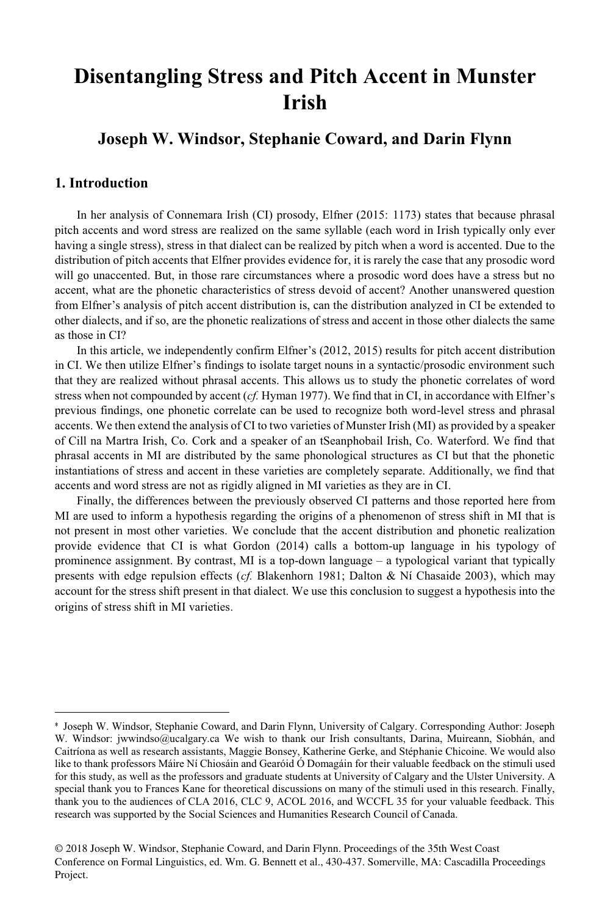# Disentangling Stress and Pitch Accent in Munster Irish

## Joseph W. Windsor, Stephanie Coward, and Darin Flynn

### 1. Introduction

In her analysis of Connemara Irish (CI) prosody, Elfner (2015: 1173) states that because phrasal pitch accents and word stress are realized on the same syllable (each word in Irish typically only ever having a single stress), stress in that dialect can be realized by pitch when a word is accented. Due to the distribution of pitch accents that Elfner provides evidence for, it is rarely the case that any prosodic word will go unaccented. But, in those rare circumstances where a prosodic word does have a stress but no accent, what are the phonetic characteristics of stress devoid of accent? Another unanswered question from Elfner's analysis of pitch accent distribution is, can the distribution analyzed in CI be extended to other dialects, and if so, are the phonetic realizations of stress and accent in those other dialects the same as those in CI?

In this article, we independently confirm Elfner's (2012, 2015) results for pitch accent distribution in CI. We then utilize Elfner's findings to isolate target nouns in a syntactic/prosodic environment such that they are realized without phrasal accents. This allows us to study the phonetic correlates of word stress when not compounded by accent (*cf.* Hyman 1977). We find that in CI, in accordance with Elfner's previous findings, one phonetic correlate can be used to recognize both word-level stress and phrasal accents. We then extend the analysis of CI to two varieties of Munster Irish (MI) as provided by a speaker of Cill na Martra Irish, Co. Cork and a speaker of an tSeanphobail Irish, Co. Waterford. We find that phrasal accents in MI are distributed by the same phonological structures as CI but that the phonetic instantiations of stress and accent in these varieties are completely separate. Additionally, we find that accents and word stress are not as rigidly aligned in MI varieties as they are in CI.

Finally, the differences between the previously observed CI patterns and those reported here from MI are used to inform a hypothesis regarding the origins of a phenomenon of stress shift in MI that is not present in most other varieties. We conclude that the accent distribution and phonetic realization provide evidence that CI is what Gordon (2014) calls a bottom-up language in his typology of prominence assignment. By contrast, MI is a top-down language – a typological variant that typically presents with edge repulsion effects (*cf.* Blakenhorn 1981; Dalton & Ní Chasaide 2003), which may account for the stress shift present in that dialect. We use this conclusion to suggest a hypothesis into the origins of stress shift in MI varieties.

---

* Joseph W. Windsor, Stephanie Coward, and Darin Flynn, University of Calgary. Corresponding Author: Joseph W. Windsor: jwwindso@ucalgary.ca We wish to thank our Irish consultants, Darina, Muireann, Siobhán, and Caitríona as well as research assistants, Maggie Bonsey, Katherine Gerke, and Stéphanie Chicoine. We would also like to thank professors Máire Ní Chiosáin and Gearóid Ó Domagáin for their valuable feedback on the stimuli used for this study, as well as the professors and graduate students at University of Calgary and the Ulster University. A special thank you to Frances Kane for theoretical discussions on many of the stimuli used in this research. Finally, thank you to the audiences of CLA 2016, CLC 9, ACOL 2016, and WCCFL 35 for your valuable feedback. This research was supported by the Social Sciences and Humanities Research Council of Canada.

© 2018 Joseph W. Windsor, Stephanie Coward, and Darin Flynn. Proceedings of the 35th West Coast Conference on Formal Linguistics, ed. Wm. G. Bennett et al., 430-437. Somerville, MA: Cascadilla Proceedings Project.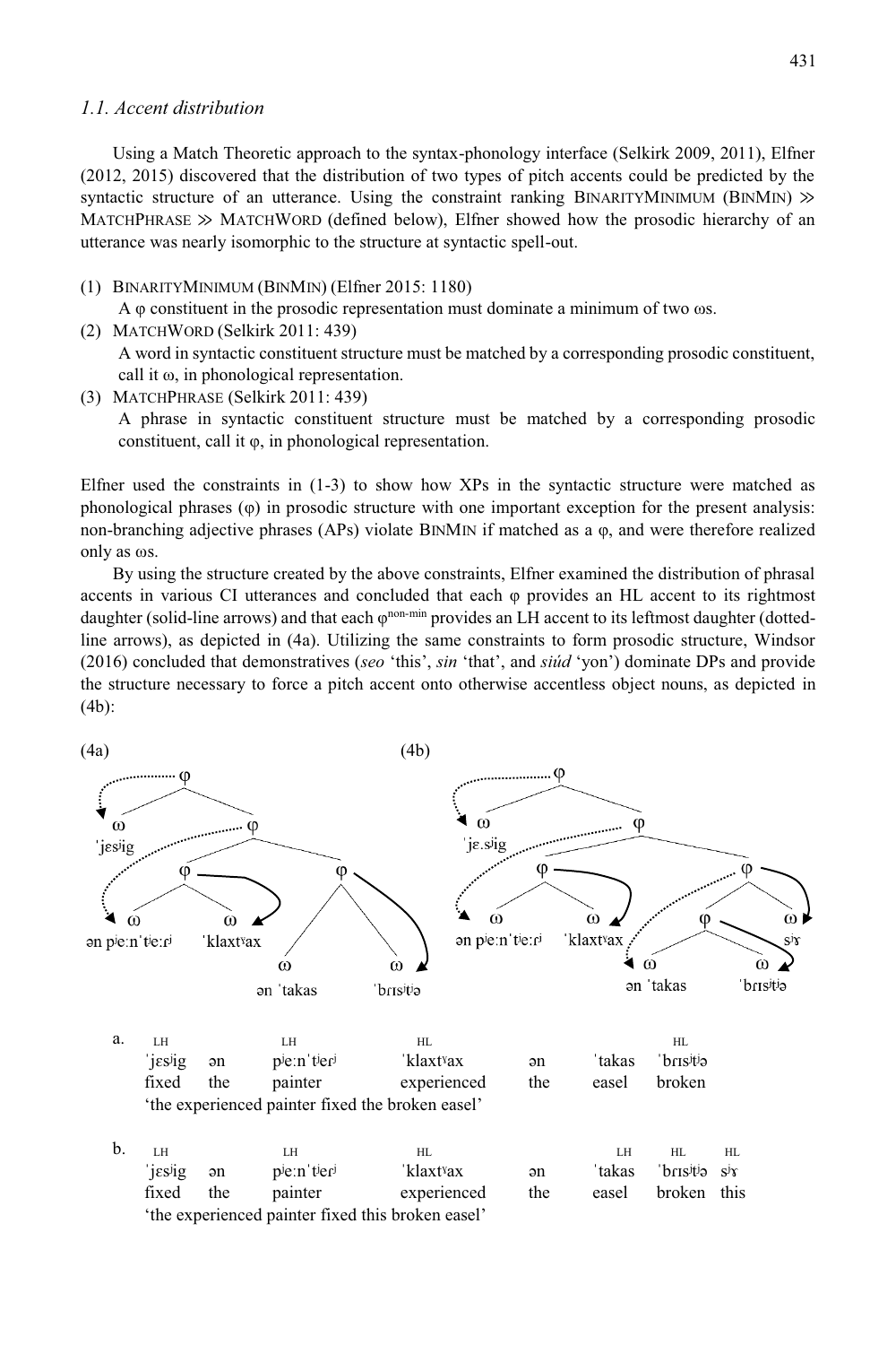### *1.1. Accent distribution*

Using a Match Theoretic approach to the syntax-phonology interface (Selkirk 2009, 2011), Elfner (2012, 2015) discovered that the distribution of two types of pitch accents could be predicted by the syntactic structure of an utterance. Using the constraint ranking BINARITYMINIMUM (BINMIN) ≫ MATCHPHRASE ≫ MATCHWORD (defined below), Elfner showed how the prosodic hierarchy of an utterance was nearly isomorphic to the structure at syntactic spell-out.

(1) BINARITYMINIMUM (BINMIN) (Elfner 2015: 1180)
A φ constituent in the prosodic representation must dominate a minimum of two ωs.

(2) MATCHWORD (Selkirk 2011: 439)
A word in syntactic constituent structure must be matched by a corresponding prosodic constituent, call it ω, in phonological representation.

(3) MATCHPHRASE (Selkirk 2011: 439)
A phrase in syntactic constituent structure must be matched by a corresponding prosodic constituent, call it φ, in phonological representation.

Elfner used the constraints in (1-3) to show how XPs in the syntactic structure were matched as phonological phrases (φ) in prosodic structure with one important exception for the present analysis: non-branching adjective phrases (APs) violate BINMIN if matched as a φ, and were therefore realized only as ωs.

By using the structure created by the above constraints, Elfner examined the distribution of phrasal accents in various CI utterances and concluded that each φ provides an HL accent to its rightmost daughter (solid-line arrows) and that each $φ^{non-min}$ provides an LH accent to its leftmost daughter (dotted-line arrows), as depicted in (4a). Utilizing the same constraints to form prosodic structure, Windsor (2016) concluded that demonstratives (*seo* 'this', *sin* 'that', and *siúd* 'yon') dominate DPs and provide the structure necessary to force a pitch accent onto otherwise accentless object nouns, as depicted in (4b):

(4a) [φ ω ˈjɛsʲig [φ [φ ω ən pʲeːnˈtʲeːɾʲ ω ˈklaxtʸax] [φ ω ən ˈtakas ω ˈbɾɪsʲtʲə]]]

(4b) [φ ω ˈjɛ.sʲig [φ [φ ω ən pʲeːnˈtʲeːɾʲ ω ˈklaxtʸax] [φ [φ ω ən ˈtakas ω ˈbɾɪsʲtʲə] ω sʲɤ]]]

a.

| LH | | LH | HL | | | HL |
|---|---|---|---|---|---|---|
| ˈjɛsʲig | ən | pʲeːnˈtʲeɾʲ | ˈklaxtʸax | ən | ˈtakas | ˈbɾɪsʲtʲə |
| fixed | the | painter | experienced | the | easel | broken |

'the experienced painter fixed the broken easel'

b.

| LH | | LH | HL | | LH | HL | HL |
|---|---|---|---|---|---|---|---|
| ˈjɛsʲig | ən | pʲeːnˈtʲeɾʲ | ˈklaxtʸax | ən | ˈtakas | ˈbɾɪsʲtʲə | sʲɤ |
| fixed | the | painter | experienced | the | easel | broken | this |

'the experienced painter fixed this broken easel'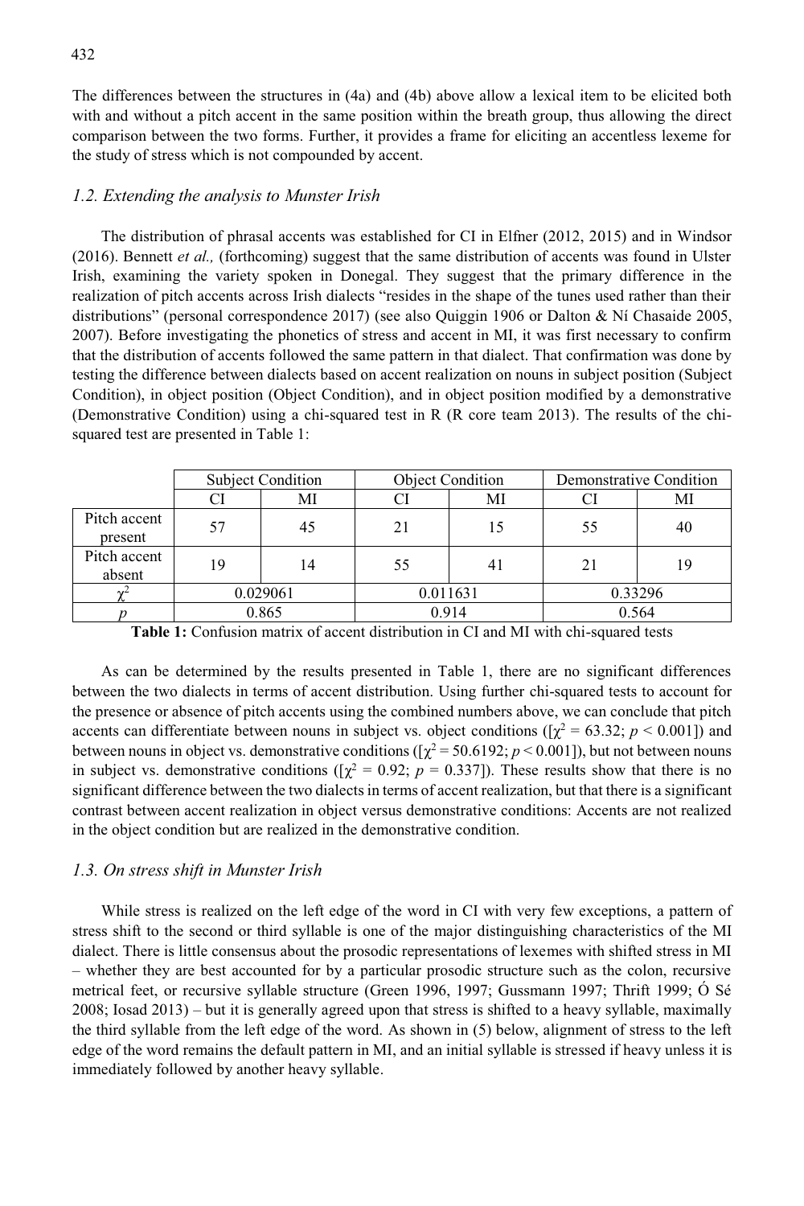The differences between the structures in (4a) and (4b) above allow a lexical item to be elicited both with and without a pitch accent in the same position within the breath group, thus allowing the direct comparison between the two forms. Further, it provides a frame for eliciting an accentless lexeme for the study of stress which is not compounded by accent.

### *1.2. Extending the analysis to Munster Irish*

The distribution of phrasal accents was established for CI in Elfner (2012, 2015) and in Windsor (2016). Bennett *et al.,* (forthcoming) suggest that the same distribution of accents was found in Ulster Irish, examining the variety spoken in Donegal. They suggest that the primary difference in the realization of pitch accents across Irish dialects "resides in the shape of the tunes used rather than their distributions" (personal correspondence 2017) (see also Quiggin 1906 or Dalton & Ní Chasaide 2005, 2007). Before investigating the phonetics of stress and accent in MI, it was first necessary to confirm that the distribution of accents followed the same pattern in that dialect. That confirmation was done by testing the difference between dialects based on accent realization on nouns in subject position (Subject Condition), in object position (Object Condition), and in object position modified by a demonstrative (Demonstrative Condition) using a chi-squared test in R (R core team 2013). The results of the chi-squared test are presented in Table 1:

| | Subject Condition | | Object Condition | | Demonstrative Condition | |
|---|---|---|---|---|---|---|
| | CI | MI | CI | MI | CI | MI |
| Pitch accent present | 57 | 45 | 21 | 15 | 55 | 40 |
| Pitch accent absent | 19 | 14 | 55 | 41 | 21 | 19 |
| $\chi^2$ | 0.029061 | | 0.011631 | | 0.33296 | |
| $p$ | 0.865 | | 0.914 | | 0.564 | |

**Table 1:** Confusion matrix of accent distribution in CI and MI with chi-squared tests

As can be determined by the results presented in Table 1, there are no significant differences between the two dialects in terms of accent distribution. Using further chi-squared tests to account for the presence or absence of pitch accents using the combined numbers above, we can conclude that pitch accents can differentiate between nouns in subject vs. object conditions ([$\chi^2 = 63.32$; $p < 0.001$]) and between nouns in object vs. demonstrative conditions ([$\chi^2 = 50.6192$; $p < 0.001$]), but not between nouns in subject vs. demonstrative conditions ([$\chi^2 = 0.92$; $p = 0.337$]). These results show that there is no significant difference between the two dialects in terms of accent realization, but that there is a significant contrast between accent realization in object versus demonstrative conditions: Accents are not realized in the object condition but are realized in the demonstrative condition.

### *1.3. On stress shift in Munster Irish*

While stress is realized on the left edge of the word in CI with very few exceptions, a pattern of stress shift to the second or third syllable is one of the major distinguishing characteristics of the MI dialect. There is little consensus about the prosodic representations of lexemes with shifted stress in MI – whether they are best accounted for by a particular prosodic structure such as the colon, recursive metrical feet, or recursive syllable structure (Green 1996, 1997; Gussmann 1997; Thrift 1999; Ó Sé 2008; Iosad 2013) – but it is generally agreed upon that stress is shifted to a heavy syllable, maximally the third syllable from the left edge of the word. As shown in (5) below, alignment of stress to the left edge of the word remains the default pattern in MI, and an initial syllable is stressed if heavy unless it is immediately followed by another heavy syllable.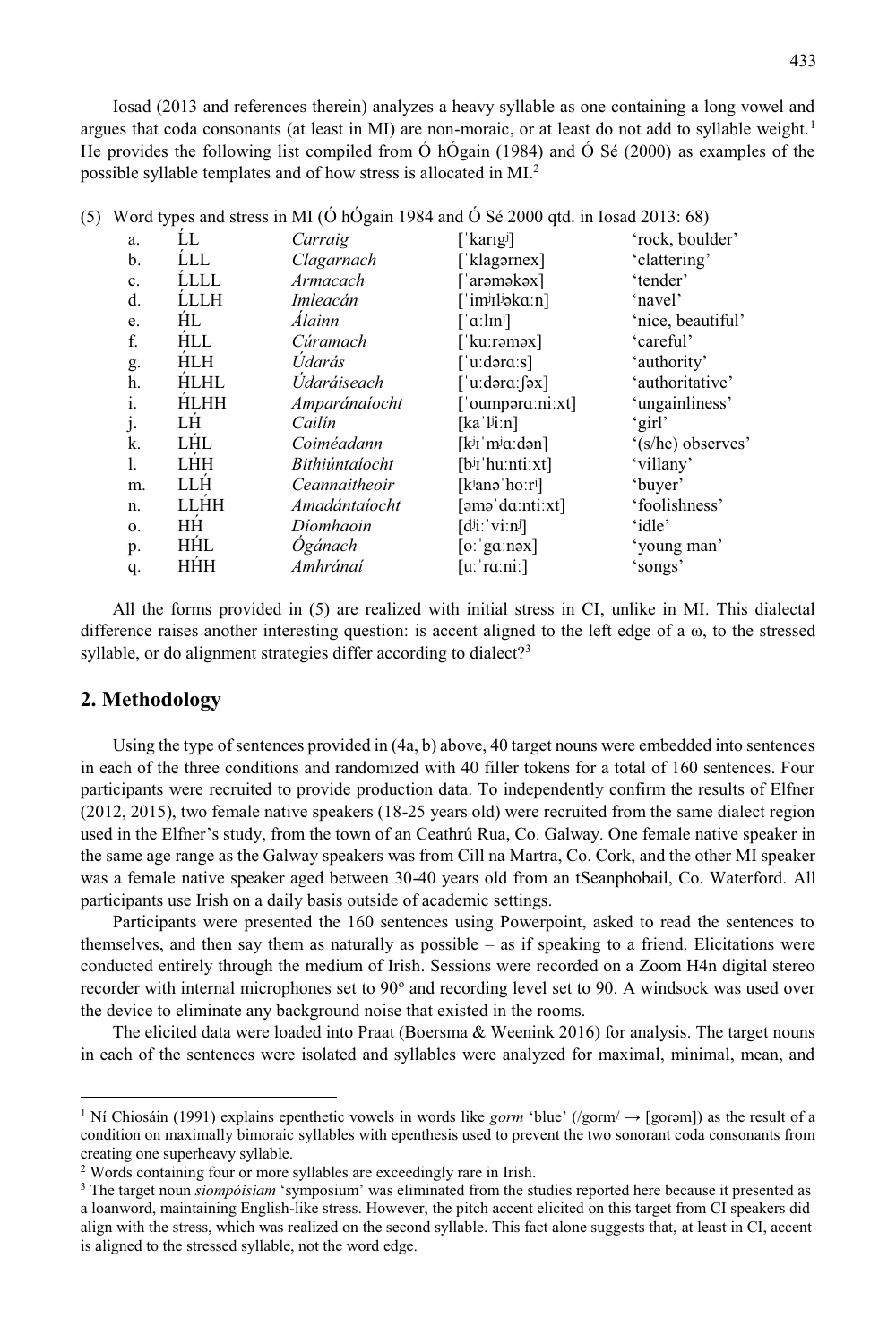Iosad (2013 and references therein) analyzes a heavy syllable as one containing a long vowel and argues that coda consonants (at least in MI) are non-moraic, or at least do not add to syllable weight.[1] He provides the following list compiled from Ó hÓgain (1984) and Ó Sé (2000) as examples of the possible syllable templates and of how stress is allocated in MI.[2]

(5) Word types and stress in MI (Ó hÓgain 1984 and Ó Sé 2000 qtd. in Iosad 2013: 68)

| | | | | |
|---|---|---|---|---|
| a. | ĹL | *Carraig* | [ˈkarɪgʲ] | 'rock, boulder' |
| b. | ĹLL | *Clagarnach* | [ˈklagərnex] | 'clattering' |
| c. | ĹLLL | *Armacach* | [ˈarəməkəx] | 'tender' |
| d. | ĹLLH | *Imleacán* | [ˈimʲɪlʲəkɑːn] | 'navel' |
| e. | H́L | *Álainn* | [ˈɑːlɪnʲ] | 'nice, beautiful' |
| f. | H́LL | *Cúramach* | [ˈkuːrəməx] | 'careful' |
| g. | H́LH | *Údarás* | [ˈuːdərɑːs] | 'authority' |
| h. | H́LHL | *Údaráiseach* | [ˈuːdərɑːʃəx] | 'authoritative' |
| i. | H́LHH | *Amparánaíocht* | [ˈoumpərɑːniːxt] | 'ungainliness' |
| j. | LH́ | *Cailín* | [kaˈlʲiːn] | 'girl' |
| k. | LH́L | *Coiméadann* | [kʲɪˈmʲɑːdən] | '(s/he) observes' |
| l. | LH́H | *Bithiúntaíocht* | [bʲɪˈhuːntiːxt] | 'villany' |
| m. | LLH́ | *Ceannaitheoir* | [kʲanəˈhoːrʲ] | 'buyer' |
| n. | LLH́H | *Amadántaíocht* | [əməˈdɑːntiːxt] | 'foolishness' |
| o. | HH́ | *Díomhaoin* | [dʲiːˈviːnʲ] | 'idle' |
| p. | HH́L | *Ógánach* | [oːˈgɑːnəx] | 'young man' |
| q. | HH́H | *Amhránaí* | [uːˈrɑːniː] | 'songs' |

All the forms provided in (5) are realized with initial stress in CI, unlike in MI. This dialectal difference raises another interesting question: is accent aligned to the left edge of a ω, to the stressed syllable, or do alignment strategies differ according to dialect?[3]

## 2. Methodology

Using the type of sentences provided in (4a, b) above, 40 target nouns were embedded into sentences in each of the three conditions and randomized with 40 filler tokens for a total of 160 sentences. Four participants were recruited to provide production data. To independently confirm the results of Elfner (2012, 2015), two female native speakers (18-25 years old) were recruited from the same dialect region used in the Elfner's study, from the town of an Ceathrú Rua, Co. Galway. One female native speaker in the same age range as the Galway speakers was from Cill na Martra, Co. Cork, and the other MI speaker was a female native speaker aged between 30-40 years old from an tSeanphobail, Co. Waterford. All participants use Irish on a daily basis outside of academic settings.

Participants were presented the 160 sentences using Powerpoint, asked to read the sentences to themselves, and then say them as naturally as possible – as if speaking to a friend. Elicitations were conducted entirely through the medium of Irish. Sessions were recorded on a Zoom H4n digital stereo recorder with internal microphones set to 90º and recording level set to 90. A windsock was used over the device to eliminate any background noise that existed in the rooms.

The elicited data were loaded into Praat (Boersma & Weenink 2016) for analysis. The target nouns in each of the sentences were isolated and syllables were analyzed for maximal, minimal, mean, and

[1] Ní Chiosáin (1991) explains epenthetic vowels in words like *gorm* 'blue' (/gorm/ → [gorəm]) as the result of a condition on maximally bimoraic syllables with epenthesis used to prevent the two sonorant coda consonants from creating one superheavy syllable.

[2] Words containing four or more syllables are exceedingly rare in Irish.

[3] The target noun *siompóisiam* 'symposium' was eliminated from the studies reported here because it presented as a loanword, maintaining English-like stress. However, the pitch accent elicited on this target from CI speakers did align with the stress, which was realized on the second syllable. This fact alone suggests that, at least in CI, accent is aligned to the stressed syllable, not the word edge.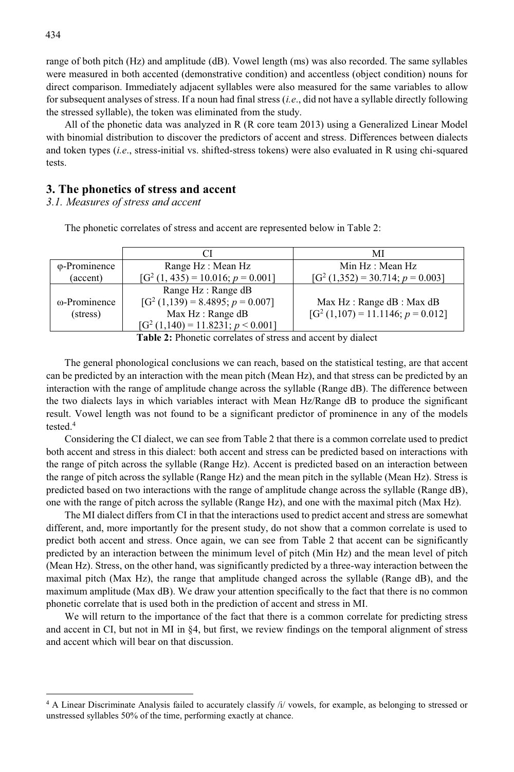range of both pitch (Hz) and amplitude (dB). Vowel length (ms) was also recorded. The same syllables were measured in both accented (demonstrative condition) and accentless (object condition) nouns for direct comparison. Immediately adjacent syllables were also measured for the same variables to allow for subsequent analyses of stress. If a noun had final stress (*i.e*., did not have a syllable directly following the stressed syllable), the token was eliminated from the study.

All of the phonetic data was analyzed in R (R core team 2013) using a Generalized Linear Model with binomial distribution to discover the predictors of accent and stress. Differences between dialects and token types (*i.e*., stress-initial vs. shifted-stress tokens) were also evaluated in R using chi-squared tests.

## 3. The phonetics of stress and accent

### *3.1. Measures of stress and accent*

The phonetic correlates of stress and accent are represented below in Table 2:

| | CI | MI |
|---|---|---|
| φ-Prominence (accent) | Range Hz : Mean Hz [$G^2$ (1, 435) = 10.016; $p$ = 0.001] | Min Hz : Mean Hz [$G^2$ (1,352) = 30.714; $p$ = 0.003] |
| ω-Prominence (stress) | Range Hz : Range dB [$G^2$ (1,139) = 8.4895; $p$ = 0.007] Max Hz : Range dB [$G^2$ (1,140) = 11.8231; $p < 0.001$] | Max Hz : Range dB : Max dB [$G^2$ (1,107) = 11.1146; $p$ = 0.012] |

**Table 2:** Phonetic correlates of stress and accent by dialect

The general phonological conclusions we can reach, based on the statistical testing, are that accent can be predicted by an interaction with the mean pitch (Mean Hz), and that stress can be predicted by an interaction with the range of amplitude change across the syllable (Range dB). The difference between the two dialects lays in which variables interact with Mean Hz/Range dB to produce the significant result. Vowel length was not found to be a significant predictor of prominence in any of the models tested.[4]

Considering the CI dialect, we can see from Table 2 that there is a common correlate used to predict both accent and stress in this dialect: both accent and stress can be predicted based on interactions with the range of pitch across the syllable (Range Hz). Accent is predicted based on an interaction between the range of pitch across the syllable (Range Hz) and the mean pitch in the syllable (Mean Hz). Stress is predicted based on two interactions with the range of amplitude change across the syllable (Range dB), one with the range of pitch across the syllable (Range Hz), and one with the maximal pitch (Max Hz).

The MI dialect differs from CI in that the interactions used to predict accent and stress are somewhat different, and, more importantly for the present study, do not show that a common correlate is used to predict both accent and stress. Once again, we can see from Table 2 that accent can be significantly predicted by an interaction between the minimum level of pitch (Min Hz) and the mean level of pitch (Mean Hz). Stress, on the other hand, was significantly predicted by a three-way interaction between the maximal pitch (Max Hz), the range that amplitude changed across the syllable (Range dB), and the maximum amplitude (Max dB). We draw your attention specifically to the fact that there is no common phonetic correlate that is used both in the prediction of accent and stress in MI.

We will return to the importance of the fact that there is a common correlate for predicting stress and accent in CI, but not in MI in §4, but first, we review findings on the temporal alignment of stress and accent which will bear on that discussion.

---

[4] A Linear Discriminate Analysis failed to accurately classify /i/ vowels, for example, as belonging to stressed or unstressed syllables 50% of the time, performing exactly at chance.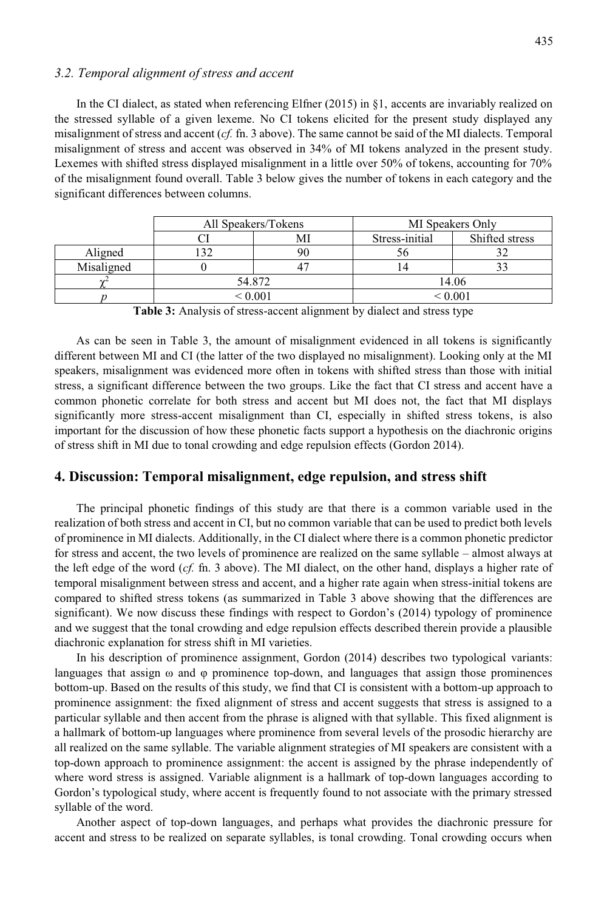### 3.2. Temporal alignment of stress and accent

In the CI dialect, as stated when referencing Elfner (2015) in §1, accents are invariably realized on the stressed syllable of a given lexeme. No CI tokens elicited for the present study displayed any misalignment of stress and accent (*cf.* fn. 3 above). The same cannot be said of the MI dialects. Temporal misalignment of stress and accent was observed in 34% of MI tokens analyzed in the present study. Lexemes with shifted stress displayed misalignment in a little over 50% of tokens, accounting for 70% of the misalignment found overall. Table 3 below gives the number of tokens in each category and the significant differences between columns.

| | All Speakers/Tokens | | MI Speakers Only | |
|---|---|---|---|---|
| | CI | MI | Stress-initial | Shifted stress |
| Aligned | 132 | 90 | 56 | 32 |
| Misaligned | 0 | 47 | 14 | 33 |
| $\chi^2$ | 54.872 | | 14.06 | |
| $p$ | $< 0.001$ | | $< 0.001$ | |

**Table 3:** Analysis of stress-accent alignment by dialect and stress type

As can be seen in Table 3, the amount of misalignment evidenced in all tokens is significantly different between MI and CI (the latter of the two displayed no misalignment). Looking only at the MI speakers, misalignment was evidenced more often in tokens with shifted stress than those with initial stress, a significant difference between the two groups. Like the fact that CI stress and accent have a common phonetic correlate for both stress and accent but MI does not, the fact that MI displays significantly more stress-accent misalignment than CI, especially in shifted stress tokens, is also important for the discussion of how these phonetic facts support a hypothesis on the diachronic origins of stress shift in MI due to tonal crowding and edge repulsion effects (Gordon 2014).

## 4. Discussion: Temporal misalignment, edge repulsion, and stress shift

The principal phonetic findings of this study are that there is a common variable used in the realization of both stress and accent in CI, but no common variable that can be used to predict both levels of prominence in MI dialects. Additionally, in the CI dialect where there is a common phonetic predictor for stress and accent, the two levels of prominence are realized on the same syllable – almost always at the left edge of the word (*cf.* fn. 3 above). The MI dialect, on the other hand, displays a higher rate of temporal misalignment between stress and accent, and a higher rate again when stress-initial tokens are compared to shifted stress tokens (as summarized in Table 3 above showing that the differences are significant). We now discuss these findings with respect to Gordon's (2014) typology of prominence and we suggest that the tonal crowding and edge repulsion effects described therein provide a plausible diachronic explanation for stress shift in MI varieties.

In his description of prominence assignment, Gordon (2014) describes two typological variants: languages that assign ω and φ prominence top-down, and languages that assign those prominences bottom-up. Based on the results of this study, we find that CI is consistent with a bottom-up approach to prominence assignment: the fixed alignment of stress and accent suggests that stress is assigned to a particular syllable and then accent from the phrase is aligned with that syllable. This fixed alignment is a hallmark of bottom-up languages where prominence from several levels of the prosodic hierarchy are all realized on the same syllable. The variable alignment strategies of MI speakers are consistent with a top-down approach to prominence assignment: the accent is assigned by the phrase independently of where word stress is assigned. Variable alignment is a hallmark of top-down languages according to Gordon's typological study, where accent is frequently found to not associate with the primary stressed syllable of the word.

Another aspect of top-down languages, and perhaps what provides the diachronic pressure for accent and stress to be realized on separate syllables, is tonal crowding. Tonal crowding occurs when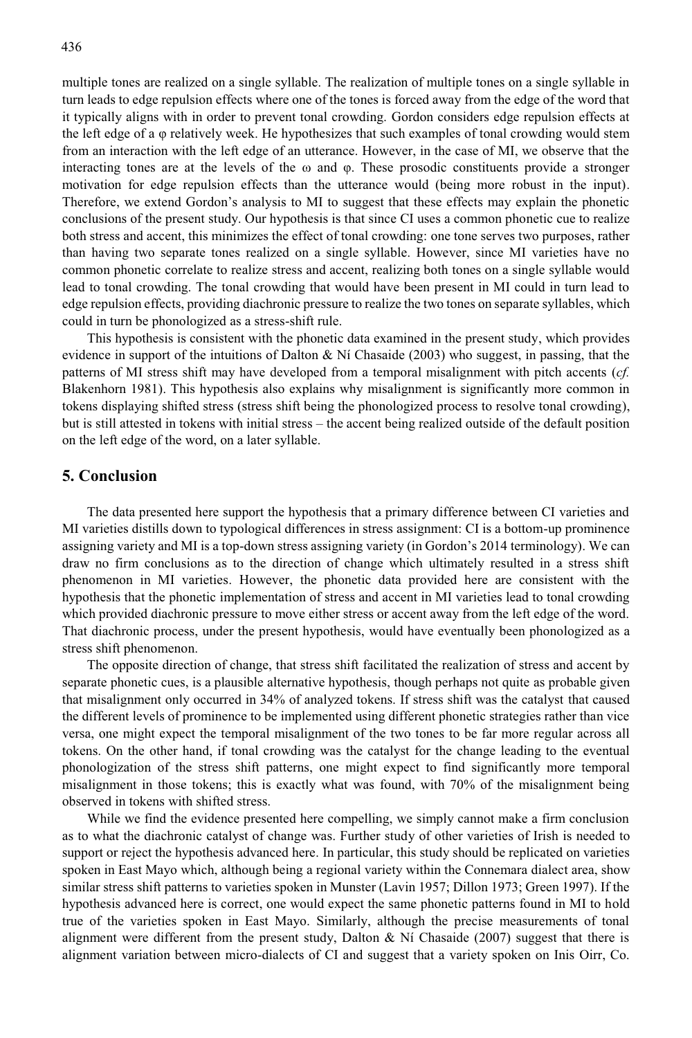multiple tones are realized on a single syllable. The realization of multiple tones on a single syllable in turn leads to edge repulsion effects where one of the tones is forced away from the edge of the word that it typically aligns with in order to prevent tonal crowding. Gordon considers edge repulsion effects at the left edge of a φ relatively week. He hypothesizes that such examples of tonal crowding would stem from an interaction with the left edge of an utterance. However, in the case of MI, we observe that the interacting tones are at the levels of the ω and φ. These prosodic constituents provide a stronger motivation for edge repulsion effects than the utterance would (being more robust in the input). Therefore, we extend Gordon's analysis to MI to suggest that these effects may explain the phonetic conclusions of the present study. Our hypothesis is that since CI uses a common phonetic cue to realize both stress and accent, this minimizes the effect of tonal crowding: one tone serves two purposes, rather than having two separate tones realized on a single syllable. However, since MI varieties have no common phonetic correlate to realize stress and accent, realizing both tones on a single syllable would lead to tonal crowding. The tonal crowding that would have been present in MI could in turn lead to edge repulsion effects, providing diachronic pressure to realize the two tones on separate syllables, which could in turn be phonologized as a stress-shift rule.

This hypothesis is consistent with the phonetic data examined in the present study, which provides evidence in support of the intuitions of Dalton & Ní Chasaide (2003) who suggest, in passing, that the patterns of MI stress shift may have developed from a temporal misalignment with pitch accents (*cf.* Blakenhorn 1981). This hypothesis also explains why misalignment is significantly more common in tokens displaying shifted stress (stress shift being the phonologized process to resolve tonal crowding), but is still attested in tokens with initial stress – the accent being realized outside of the default position on the left edge of the word, on a later syllable.

## 5. Conclusion

The data presented here support the hypothesis that a primary difference between CI varieties and MI varieties distills down to typological differences in stress assignment: CI is a bottom-up prominence assigning variety and MI is a top-down stress assigning variety (in Gordon's 2014 terminology). We can draw no firm conclusions as to the direction of change which ultimately resulted in a stress shift phenomenon in MI varieties. However, the phonetic data provided here are consistent with the hypothesis that the phonetic implementation of stress and accent in MI varieties lead to tonal crowding which provided diachronic pressure to move either stress or accent away from the left edge of the word. That diachronic process, under the present hypothesis, would have eventually been phonologized as a stress shift phenomenon.

The opposite direction of change, that stress shift facilitated the realization of stress and accent by separate phonetic cues, is a plausible alternative hypothesis, though perhaps not quite as probable given that misalignment only occurred in 34% of analyzed tokens. If stress shift was the catalyst that caused the different levels of prominence to be implemented using different phonetic strategies rather than vice versa, one might expect the temporal misalignment of the two tones to be far more regular across all tokens. On the other hand, if tonal crowding was the catalyst for the change leading to the eventual phonologization of the stress shift patterns, one might expect to find significantly more temporal misalignment in those tokens; this is exactly what was found, with 70% of the misalignment being observed in tokens with shifted stress.

While we find the evidence presented here compelling, we simply cannot make a firm conclusion as to what the diachronic catalyst of change was. Further study of other varieties of Irish is needed to support or reject the hypothesis advanced here. In particular, this study should be replicated on varieties spoken in East Mayo which, although being a regional variety within the Connemara dialect area, show similar stress shift patterns to varieties spoken in Munster (Lavin 1957; Dillon 1973; Green 1997). If the hypothesis advanced here is correct, one would expect the same phonetic patterns found in MI to hold true of the varieties spoken in East Mayo. Similarly, although the precise measurements of tonal alignment were different from the present study, Dalton & Ní Chasaide (2007) suggest that there is alignment variation between micro-dialects of CI and suggest that a variety spoken on Inis Oirr, Co.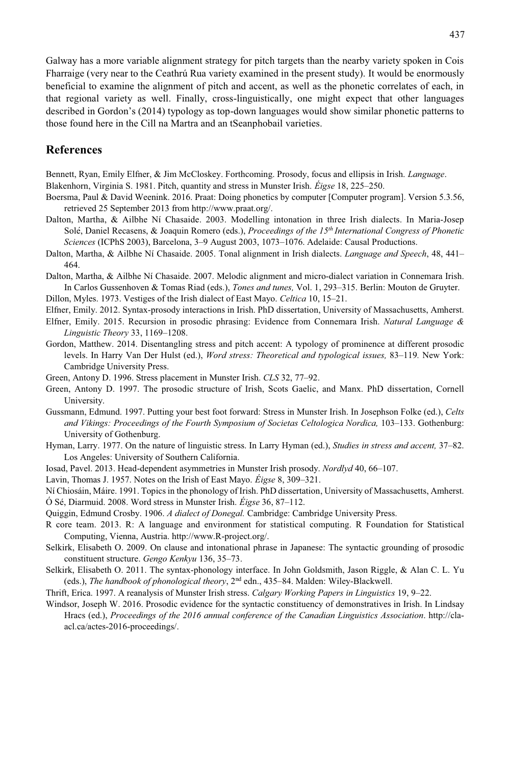Galway has a more variable alignment strategy for pitch targets than the nearby variety spoken in Cois Fharraige (very near to the Ceathrú Rua variety examined in the present study). It would be enormously beneficial to examine the alignment of pitch and accent, as well as the phonetic correlates of each, in that regional variety as well. Finally, cross-linguistically, one might expect that other languages described in Gordon's (2014) typology as top-down languages would show similar phonetic patterns to those found here in the Cill na Martra and an tSeanphobail varieties.

## References

Bennett, Ryan, Emily Elfner, & Jim McCloskey. Forthcoming. Prosody, focus and ellipsis in Irish. *Language*.

Blakenhorn, Virginia S. 1981. Pitch, quantity and stress in Munster Irish. *Éigse* 18, 225–250.

Boersma, Paul & David Weenink. 2016. Praat: Doing phonetics by computer [Computer program]. Version 5.3.56, retrieved 25 September 2013 from http://www.praat.org/.

Dalton, Martha, & Ailbhe Ní Chasaide. 2003. Modelling intonation in three Irish dialects. In Maria-Josep Solé, Daniel Recasens, & Joaquin Romero (eds.), *Proceedings of the 15th International Congress of Phonetic Sciences* (ICPhS 2003), Barcelona, 3–9 August 2003, 1073–1076. Adelaide: Causal Productions.

Dalton, Martha, & Ailbhe Ní Chasaide. 2005. Tonal alignment in Irish dialects. *Language and Speech*, 48, 441–464.

Dalton, Martha, & Ailbhe Ní Chasaide. 2007. Melodic alignment and micro-dialect variation in Connemara Irish. In Carlos Gussenhoven & Tomas Riad (eds.), *Tones and tunes,* Vol. 1, 293–315. Berlin: Mouton de Gruyter.

Dillon, Myles. 1973. Vestiges of the Irish dialect of East Mayo. *Celtica* 10, 15–21.

Elfner, Emily. 2012. Syntax-prosody interactions in Irish. PhD dissertation, University of Massachusetts, Amherst.

Elfner, Emily. 2015. Recursion in prosodic phrasing: Evidence from Connemara Irish. *Natural Language & Linguistic Theory* 33, 1169–1208.

Gordon, Matthew. 2014. Disentangling stress and pitch accent: A typology of prominence at different prosodic levels. In Harry Van Der Hulst (ed.), *Word stress: Theoretical and typological issues,* 83–119*.* New York: Cambridge University Press.

Green, Antony D. 1996. Stress placement in Munster Irish. *CLS* 32, 77–92.

Green, Antony D. 1997. The prosodic structure of Irish, Scots Gaelic, and Manx. PhD dissertation, Cornell University.

Gussmann, Edmund. 1997. Putting your best foot forward: Stress in Munster Irish. In Josephson Folke (ed.), *Celts and Vikings: Proceedings of the Fourth Symposium of Societas Celtologica Nordica,* 103–133. Gothenburg: University of Gothenburg.

Hyman, Larry. 1977. On the nature of linguistic stress. In Larry Hyman (ed.), *Studies in stress and accent,* 37–82. Los Angeles: University of Southern California.

Iosad, Pavel. 2013. Head-dependent asymmetries in Munster Irish prosody. *Nordlyd* 40, 66–107.

Lavin, Thomas J. 1957. Notes on the Irish of East Mayo. *Éigse* 8, 309–321.

Ní Chiosáin, Máire. 1991. Topics in the phonology of Irish. PhD dissertation, University of Massachusetts, Amherst.

Ó Sé, Diarmuid. 2008. Word stress in Munster Irish. *Éigse* 36, 87–112.

Quiggin, Edmund Crosby. 1906. *A dialect of Donegal.* Cambridge: Cambridge University Press.

R core team. 2013. R: A language and environment for statistical computing. R Foundation for Statistical Computing, Vienna, Austria. http://www.R-project.org/.

Selkirk, Elisabeth O. 2009. On clause and intonational phrase in Japanese: The syntactic grounding of prosodic constituent structure. *Gengo Kenkyu* 136, 35–73.

Selkirk, Elisabeth O. 2011. The syntax-phonology interface. In John Goldsmith, Jason Riggle, & Alan C. L. Yu (eds.), *The handbook of phonological theory*, 2nd edn., 435–84. Malden: Wiley-Blackwell.

Thrift, Erica. 1997. A reanalysis of Munster Irish stress. *Calgary Working Papers in Linguistics* 19, 9–22.

Windsor, Joseph W. 2016. Prosodic evidence for the syntactic constituency of demonstratives in Irish. In Lindsay Hracs (ed.), *Proceedings of the 2016 annual conference of the Canadian Linguistics Association*. http://cla-acl.ca/actes-2016-proceedings/.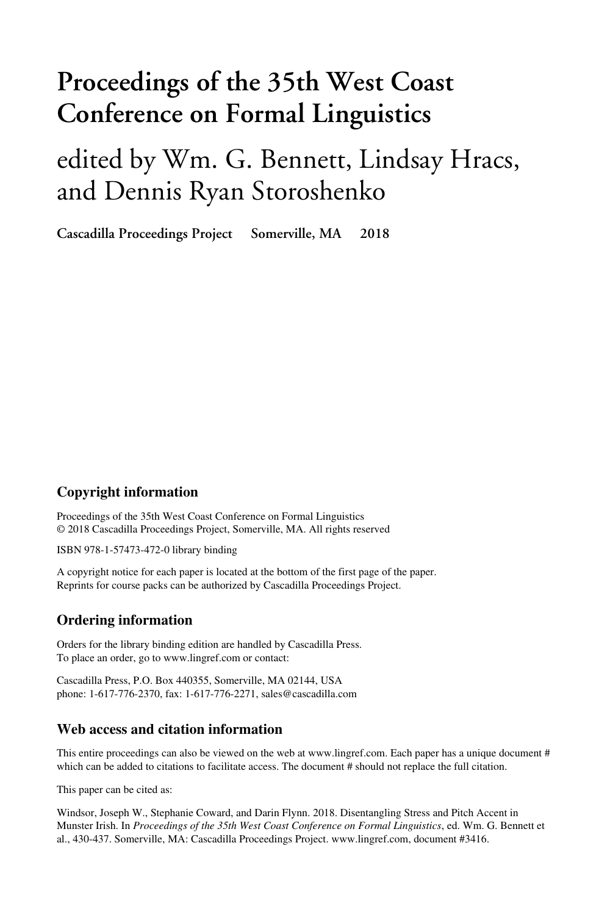# Proceedings of the 35th West Coast Conference on Formal Linguistics

edited by Wm. G. Bennett, Lindsay Hracs, and Dennis Ryan Storoshenko

**Cascadilla Proceedings Project Somerville, MA 2018**

## Copyright information

Proceedings of the 35th West Coast Conference on Formal Linguistics
© 2018 Cascadilla Proceedings Project, Somerville, MA. All rights reserved

ISBN 978-1-57473-472-0 library binding

A copyright notice for each paper is located at the bottom of the first page of the paper.
Reprints for course packs can be authorized by Cascadilla Proceedings Project.

## Ordering information

Orders for the library binding edition are handled by Cascadilla Press.
To place an order, go to www.lingref.com or contact:

Cascadilla Press, P.O. Box 440355, Somerville, MA 02144, USA
phone: 1-617-776-2370, fax: 1-617-776-2271, sales@cascadilla.com

## Web access and citation information

This entire proceedings can also be viewed on the web at www.lingref.com. Each paper has a unique document # which can be added to citations to facilitate access. The document # should not replace the full citation.

This paper can be cited as:

Windsor, Joseph W., Stephanie Coward, and Darin Flynn. 2018. Disentangling Stress and Pitch Accent in Munster Irish. In *Proceedings of the 35th West Coast Conference on Formal Linguistics*, ed. Wm. G. Bennett et al., 430-437. Somerville, MA: Cascadilla Proceedings Project. www.lingref.com, document #3416.